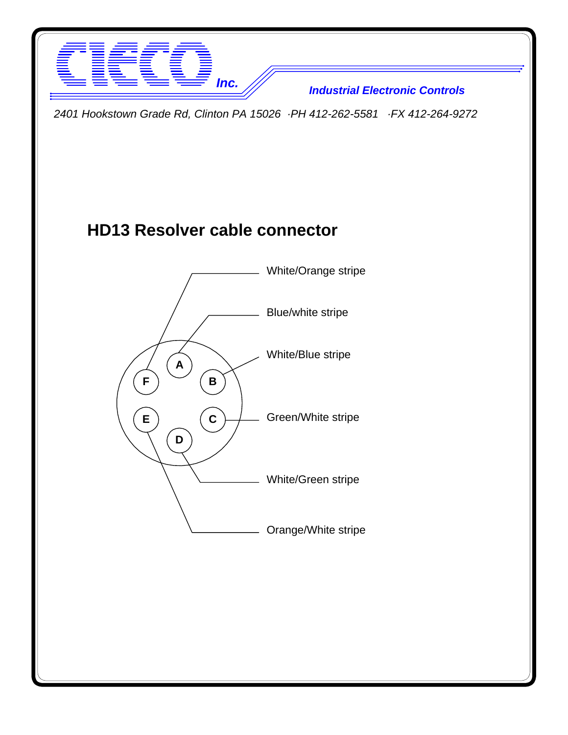CIECO Inc.

*Industrial Electronic Controls*

*2401 Hookstown Grade Rd, Clinton PA 15026 ·PH 412-262-5581 ·FX 412-264-9272*

## HD13 Resolver cable connector

| Pin | Wire |
|---|---|
| F | White/Orange stripe |
| A | Blue/white stripe |
| B | White/Blue stripe |
| C | Green/White stripe |
| D | White/Green stripe |
| E | Orange/White stripe |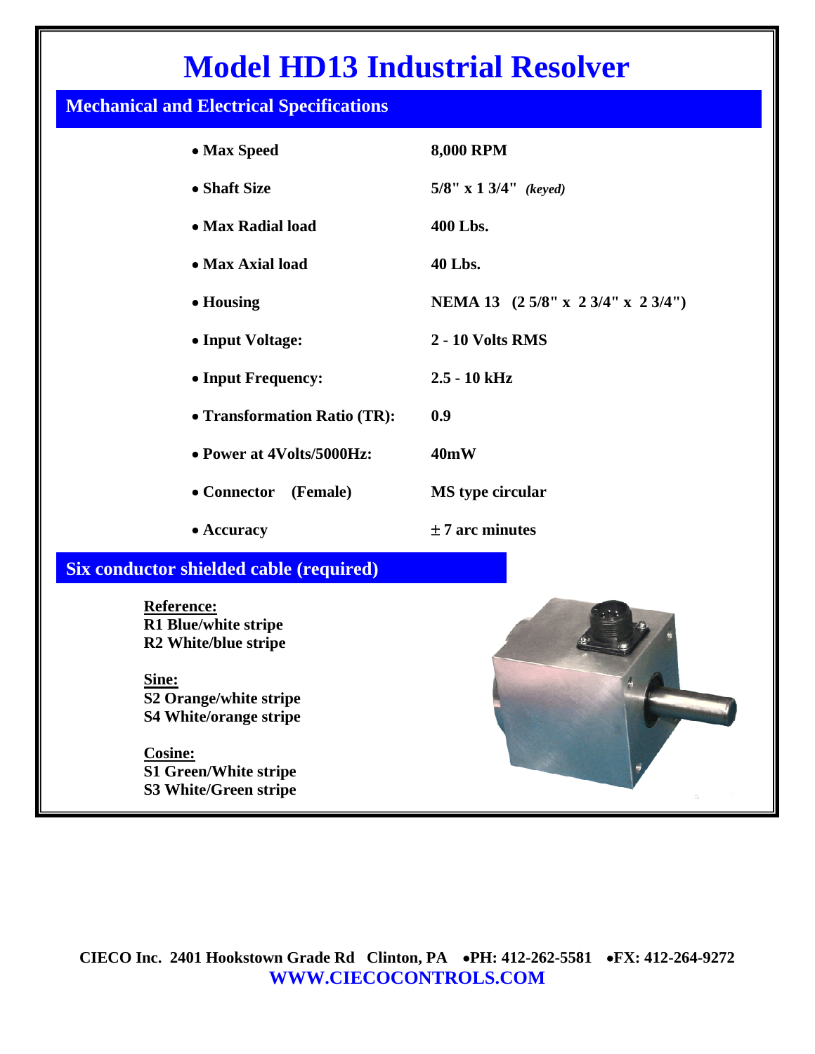# Model HD13 Industrial Resolver

## Mechanical and Electrical Specifications

| | |
|---|---|
| • **Max Speed** | **8,000 RPM** |
| • **Shaft Size** | **5/8" x 1 3/4"** ***(keyed)*** |
| • **Max Radial load** | **400 Lbs.** |
| • **Max Axial load** | **40 Lbs.** |
| • **Housing** | **NEMA 13 (2 5/8" x 2 3/4" x 2 3/4")** |
| • **Input Voltage:** | **2 - 10 Volts RMS** |
| • **Input Frequency:** | **2.5 - 10 kHz** |
| • **Transformation Ratio (TR):** | **0.9** |
| • **Power at 4Volts/5000Hz:** | **40mW** |
| • **Connector (Female)** | **MS type circular** |
| • **Accuracy** | **± 7 arc minutes** |

## Six conductor shielded cable (required)

**Reference:**
**R1 Blue/white stripe**
**R2 White/blue stripe**

**Sine:**
**S2 Orange/white stripe**
**S4 White/orange stripe**

**Cosine:**
**S1 Green/White stripe**
**S3 White/Green stripe**

**CIECO Inc. 2401 Hookstown Grade Rd Clinton, PA •PH: 412-262-5581 •FX: 412-264-9272**
**WWW.CIECOCONTROLS.COM**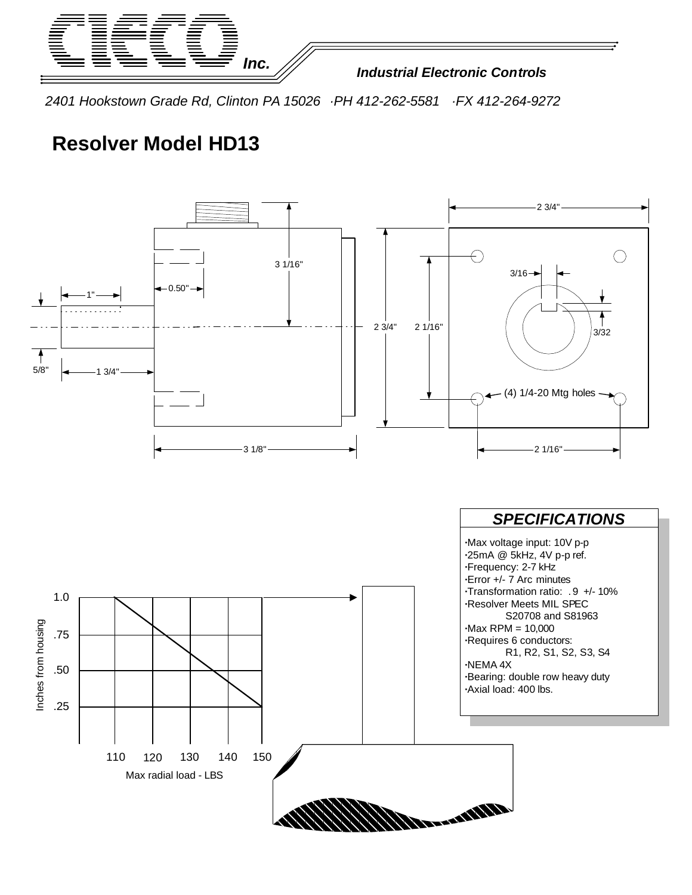# CIECO Inc.

*Industrial Electronic Controls*

*2401 Hookstown Grade Rd, Clinton PA 15026 ·PH 412-262-5581 ·FX 412-264-9272*

## Resolver Model HD13

3 1/16"

0.50"

1"

5/8"

1 3/4"

2 3/4"

2 1/16"

3 1/8"

2 3/4"

3/16

3/32

(4) 1/4-20 Mtg holes

2 1/16"

1.0

.75

.50

.25

Inches from housing

110 120 130 140 150

Max radial load - LBS

### *SPECIFICATIONS*

- ·Max voltage input: 10V p-p
- ·25mA @ 5kHz, 4V p-p ref.
- ·Frequency: 2-7 kHz
- ·Error +/- 7 Arc minutes
- ·Transformation ratio: .9 +/- 10%
- ·Resolver Meets MIL SPEC S20708 and S81963
- ·Max RPM = 10,000
- ·Requires 6 conductors: R1, R2, S1, S2, S3, S4
- ·NEMA 4X
- ·Bearing: double row heavy duty
- ·Axial load: 400 lbs.